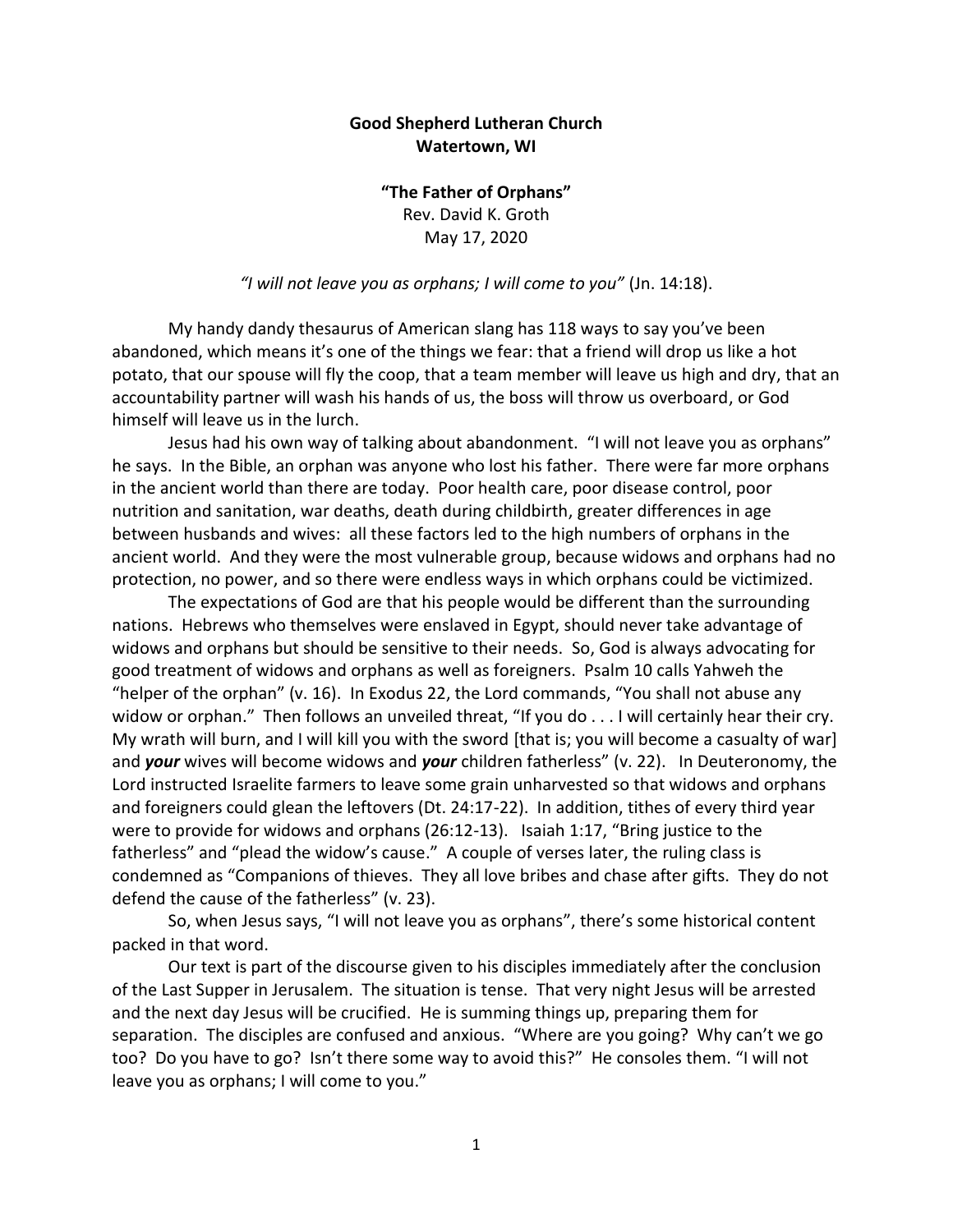**Good Shepherd Lutheran Church**
**Watertown, WI**

**"The Father of Orphans"**
Rev. David K. Groth
May 17, 2020

*"I will not leave you as orphans; I will come to you"* (Jn. 14:18).

My handy dandy thesaurus of American slang has 118 ways to say you've been abandoned, which means it's one of the things we fear: that a friend will drop us like a hot potato, that our spouse will fly the coop, that a team member will leave us high and dry, that an accountability partner will wash his hands of us, the boss will throw us overboard, or God himself will leave us in the lurch.

Jesus had his own way of talking about abandonment. "I will not leave you as orphans" he says. In the Bible, an orphan was anyone who lost his father. There were far more orphans in the ancient world than there are today. Poor health care, poor disease control, poor nutrition and sanitation, war deaths, death during childbirth, greater differences in age between husbands and wives: all these factors led to the high numbers of orphans in the ancient world. And they were the most vulnerable group, because widows and orphans had no protection, no power, and so there were endless ways in which orphans could be victimized.

The expectations of God are that his people would be different than the surrounding nations. Hebrews who themselves were enslaved in Egypt, should never take advantage of widows and orphans but should be sensitive to their needs. So, God is always advocating for good treatment of widows and orphans as well as foreigners. Psalm 10 calls Yahweh the "helper of the orphan" (v. 16). In Exodus 22, the Lord commands, "You shall not abuse any widow or orphan." Then follows an unveiled threat, "If you do . . . I will certainly hear their cry. My wrath will burn, and I will kill you with the sword [that is; you will become a casualty of war] and ***your*** wives will become widows and ***your*** children fatherless" (v. 22). In Deuteronomy, the Lord instructed Israelite farmers to leave some grain unharvested so that widows and orphans and foreigners could glean the leftovers (Dt. 24:17-22). In addition, tithes of every third year were to provide for widows and orphans (26:12-13). Isaiah 1:17, "Bring justice to the fatherless" and "plead the widow's cause." A couple of verses later, the ruling class is condemned as "Companions of thieves. They all love bribes and chase after gifts. They do not defend the cause of the fatherless" (v. 23).

So, when Jesus says, "I will not leave you as orphans", there's some historical content packed in that word.

Our text is part of the discourse given to his disciples immediately after the conclusion of the Last Supper in Jerusalem. The situation is tense. That very night Jesus will be arrested and the next day Jesus will be crucified. He is summing things up, preparing them for separation. The disciples are confused and anxious. "Where are you going? Why can't we go too? Do you have to go? Isn't there some way to avoid this?" He consoles them. "I will not leave you as orphans; I will come to you."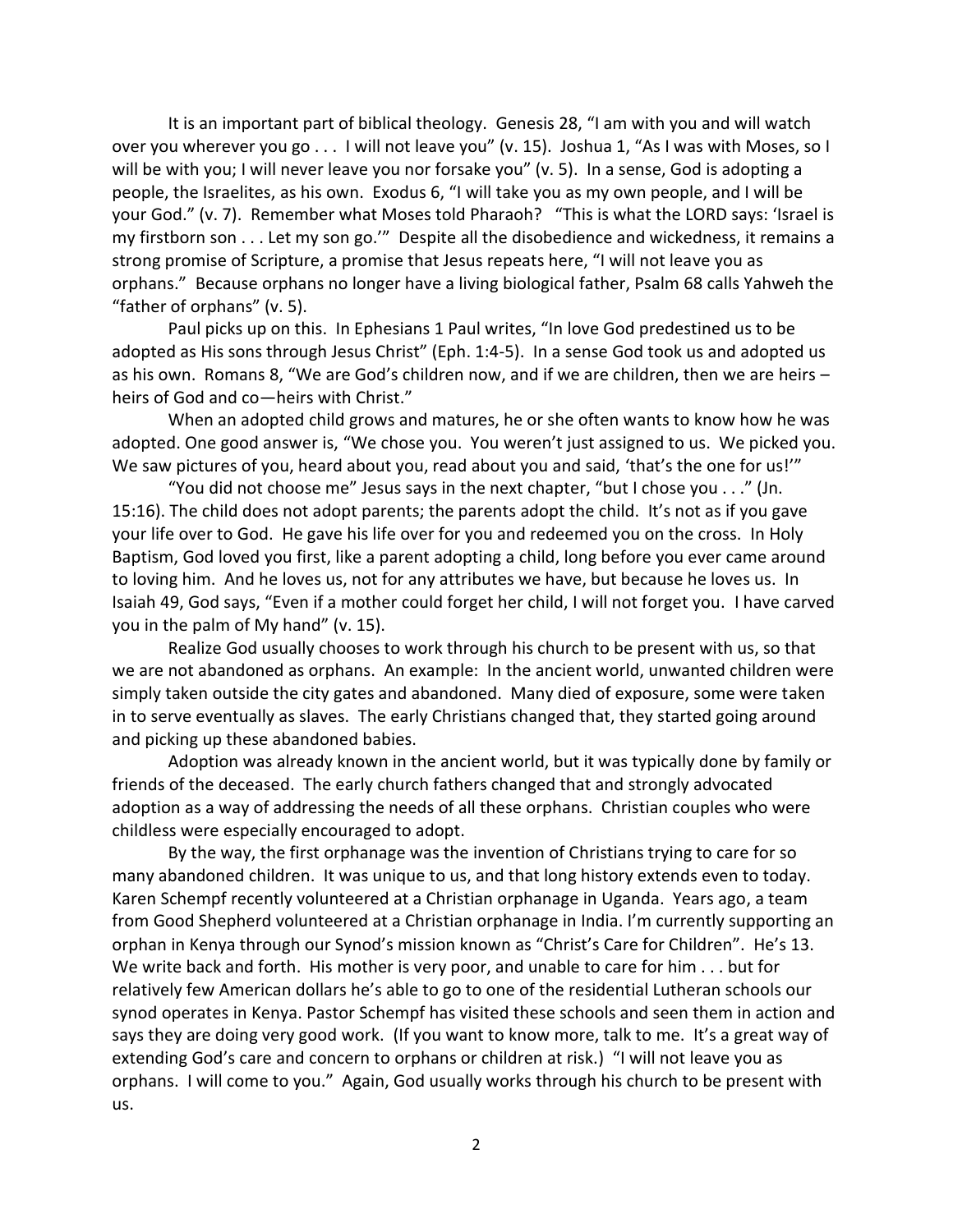It is an important part of biblical theology. Genesis 28, "I am with you and will watch over you wherever you go . . . I will not leave you" (v. 15). Joshua 1, "As I was with Moses, so I will be with you; I will never leave you nor forsake you" (v. 5). In a sense, God is adopting a people, the Israelites, as his own. Exodus 6, "I will take you as my own people, and I will be your God." (v. 7). Remember what Moses told Pharaoh? "This is what the LORD says: 'Israel is my firstborn son . . . Let my son go.'" Despite all the disobedience and wickedness, it remains a strong promise of Scripture, a promise that Jesus repeats here, "I will not leave you as orphans." Because orphans no longer have a living biological father, Psalm 68 calls Yahweh the "father of orphans" (v. 5).

Paul picks up on this. In Ephesians 1 Paul writes, "In love God predestined us to be adopted as His sons through Jesus Christ" (Eph. 1:4-5). In a sense God took us and adopted us as his own. Romans 8, "We are God's children now, and if we are children, then we are heirs – heirs of God and co—heirs with Christ."

When an adopted child grows and matures, he or she often wants to know how he was adopted. One good answer is, "We chose you. You weren't just assigned to us. We picked you. We saw pictures of you, heard about you, read about you and said, 'that's the one for us!'"

"You did not choose me" Jesus says in the next chapter, "but I chose you . . ." (Jn. 15:16). The child does not adopt parents; the parents adopt the child. It's not as if you gave your life over to God. He gave his life over for you and redeemed you on the cross. In Holy Baptism, God loved you first, like a parent adopting a child, long before you ever came around to loving him. And he loves us, not for any attributes we have, but because he loves us. In Isaiah 49, God says, "Even if a mother could forget her child, I will not forget you. I have carved you in the palm of My hand" (v. 15).

Realize God usually chooses to work through his church to be present with us, so that we are not abandoned as orphans. An example: In the ancient world, unwanted children were simply taken outside the city gates and abandoned. Many died of exposure, some were taken in to serve eventually as slaves. The early Christians changed that, they started going around and picking up these abandoned babies.

Adoption was already known in the ancient world, but it was typically done by family or friends of the deceased. The early church fathers changed that and strongly advocated adoption as a way of addressing the needs of all these orphans. Christian couples who were childless were especially encouraged to adopt.

By the way, the first orphanage was the invention of Christians trying to care for so many abandoned children. It was unique to us, and that long history extends even to today. Karen Schempf recently volunteered at a Christian orphanage in Uganda. Years ago, a team from Good Shepherd volunteered at a Christian orphanage in India. I'm currently supporting an orphan in Kenya through our Synod's mission known as "Christ's Care for Children". He's 13. We write back and forth. His mother is very poor, and unable to care for him . . . but for relatively few American dollars he's able to go to one of the residential Lutheran schools our synod operates in Kenya. Pastor Schempf has visited these schools and seen them in action and says they are doing very good work. (If you want to know more, talk to me. It's a great way of extending God's care and concern to orphans or children at risk.) "I will not leave you as orphans. I will come to you." Again, God usually works through his church to be present with us.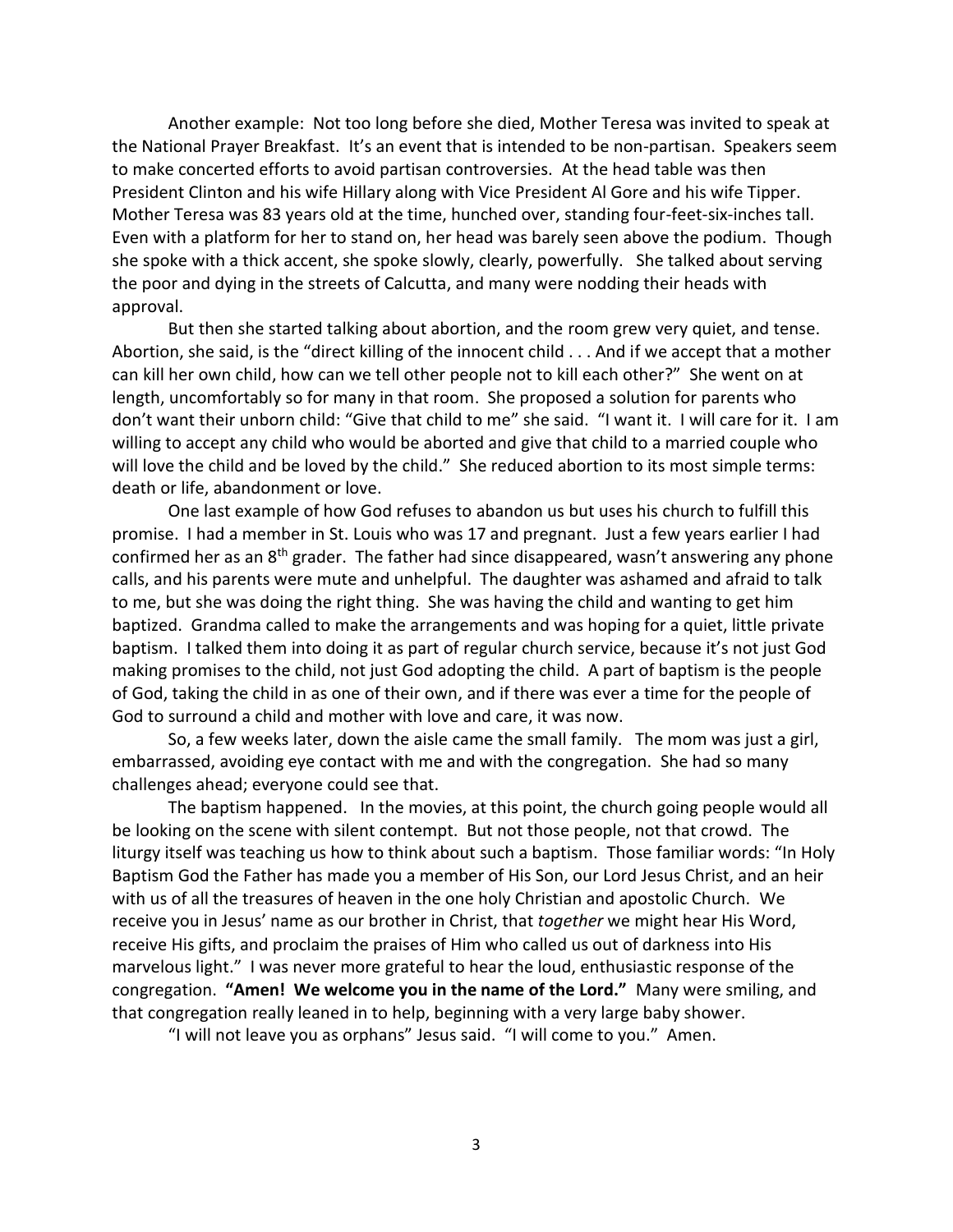Another example: Not too long before she died, Mother Teresa was invited to speak at the National Prayer Breakfast. It's an event that is intended to be non-partisan. Speakers seem to make concerted efforts to avoid partisan controversies. At the head table was then President Clinton and his wife Hillary along with Vice President Al Gore and his wife Tipper. Mother Teresa was 83 years old at the time, hunched over, standing four-feet-six-inches tall. Even with a platform for her to stand on, her head was barely seen above the podium. Though she spoke with a thick accent, she spoke slowly, clearly, powerfully. She talked about serving the poor and dying in the streets of Calcutta, and many were nodding their heads with approval.

But then she started talking about abortion, and the room grew very quiet, and tense. Abortion, she said, is the "direct killing of the innocent child . . . And if we accept that a mother can kill her own child, how can we tell other people not to kill each other?" She went on at length, uncomfortably so for many in that room. She proposed a solution for parents who don't want their unborn child: "Give that child to me" she said. "I want it. I will care for it. I am willing to accept any child who would be aborted and give that child to a married couple who will love the child and be loved by the child." She reduced abortion to its most simple terms: death or life, abandonment or love.

One last example of how God refuses to abandon us but uses his church to fulfill this promise. I had a member in St. Louis who was 17 and pregnant. Just a few years earlier I had confirmed her as an 8th grader. The father had since disappeared, wasn't answering any phone calls, and his parents were mute and unhelpful. The daughter was ashamed and afraid to talk to me, but she was doing the right thing. She was having the child and wanting to get him baptized. Grandma called to make the arrangements and was hoping for a quiet, little private baptism. I talked them into doing it as part of regular church service, because it's not just God making promises to the child, not just God adopting the child. A part of baptism is the people of God, taking the child in as one of their own, and if there was ever a time for the people of God to surround a child and mother with love and care, it was now.

So, a few weeks later, down the aisle came the small family. The mom was just a girl, embarrassed, avoiding eye contact with me and with the congregation. She had so many challenges ahead; everyone could see that.

The baptism happened. In the movies, at this point, the church going people would all be looking on the scene with silent contempt. But not those people, not that crowd. The liturgy itself was teaching us how to think about such a baptism. Those familiar words: "In Holy Baptism God the Father has made you a member of His Son, our Lord Jesus Christ, and an heir with us of all the treasures of heaven in the one holy Christian and apostolic Church. We receive you in Jesus' name as our brother in Christ, that *together* we might hear His Word, receive His gifts, and proclaim the praises of Him who called us out of darkness into His marvelous light." I was never more grateful to hear the loud, enthusiastic response of the congregation. **"Amen! We welcome you in the name of the Lord."** Many were smiling, and that congregation really leaned in to help, beginning with a very large baby shower.

"I will not leave you as orphans" Jesus said. "I will come to you." Amen.